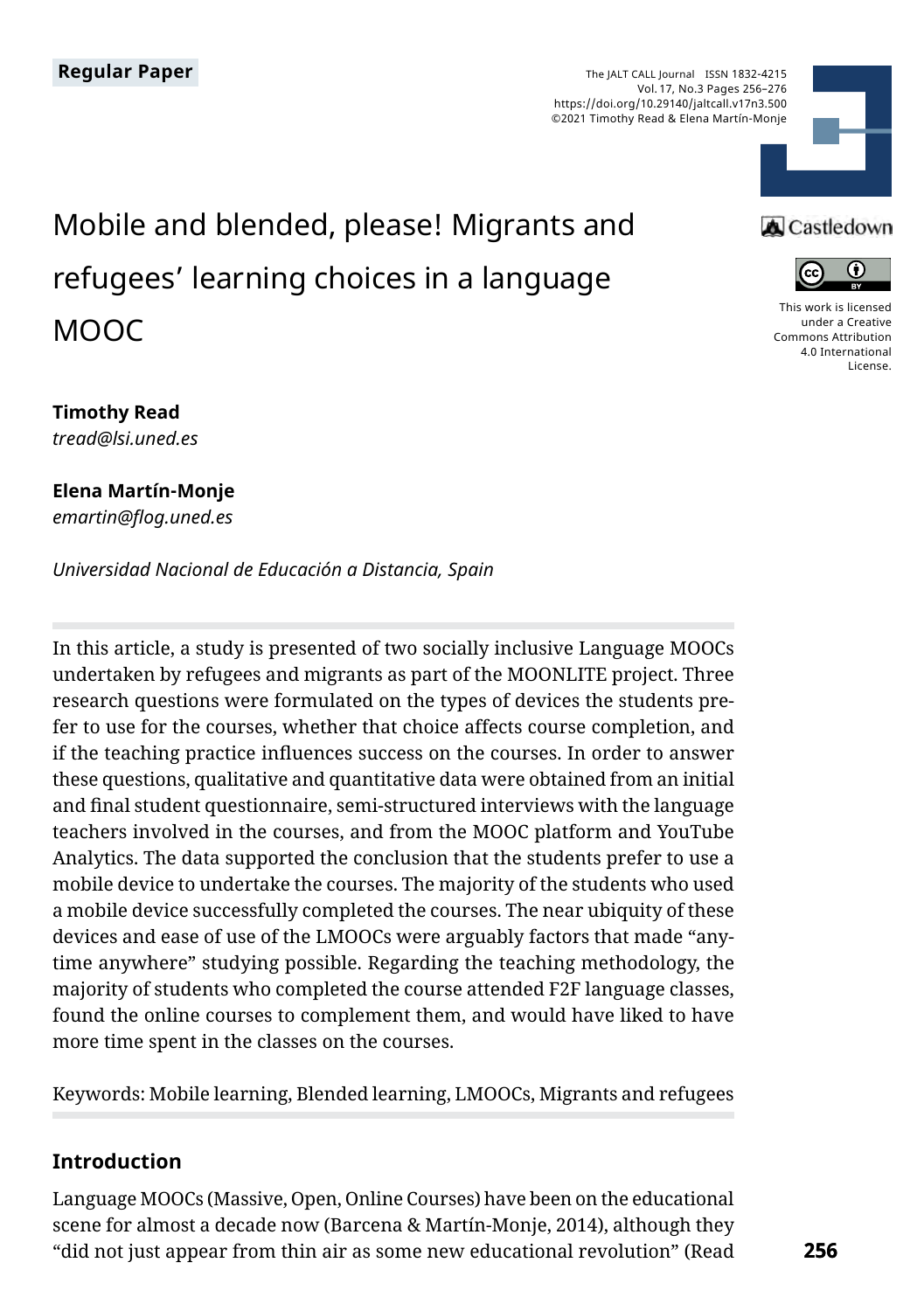Regular Paper

The JALT CALL Journal ISSN 1832-4215
Vol. 17, No.3 Pages 256–276
https://doi.org/10.29140/jaltcall.v17n3.500
©2021 Timothy Read & Elena Martín-Monje

This work is licensed under a Creative Commons Attribution 4.0 International License.

# Mobile and blended, please! Migrants and refugees' learning choices in a language MOOC

**Timothy Read**
*tread@lsi.uned.es*

**Elena Martín-Monje**
*emartin@flog.uned.es*

*Universidad Nacional de Educación a Distancia, Spain*

In this article, a study is presented of two socially inclusive Language MOOCs undertaken by refugees and migrants as part of the MOONLITE project. Three research questions were formulated on the types of devices the students prefer to use for the courses, whether that choice affects course completion, and if the teaching practice influences success on the courses. In order to answer these questions, qualitative and quantitative data were obtained from an initial and final student questionnaire, semi-structured interviews with the language teachers involved in the courses, and from the MOOC platform and YouTube Analytics. The data supported the conclusion that the students prefer to use a mobile device to undertake the courses. The majority of the students who used a mobile device successfully completed the courses. The near ubiquity of these devices and ease of use of the LMOOCs were arguably factors that made "anytime anywhere" studying possible. Regarding the teaching methodology, the majority of students who completed the course attended F2F language classes, found the online courses to complement them, and would have liked to have more time spent in the classes on the courses.

Keywords: Mobile learning, Blended learning, LMOOCs, Migrants and refugees

## Introduction

Language MOOCs (Massive, Open, Online Courses) have been on the educational scene for almost a decade now (Barcena & Martín-Monje, 2014), although they "did not just appear from thin air as some new educational revolution" (Read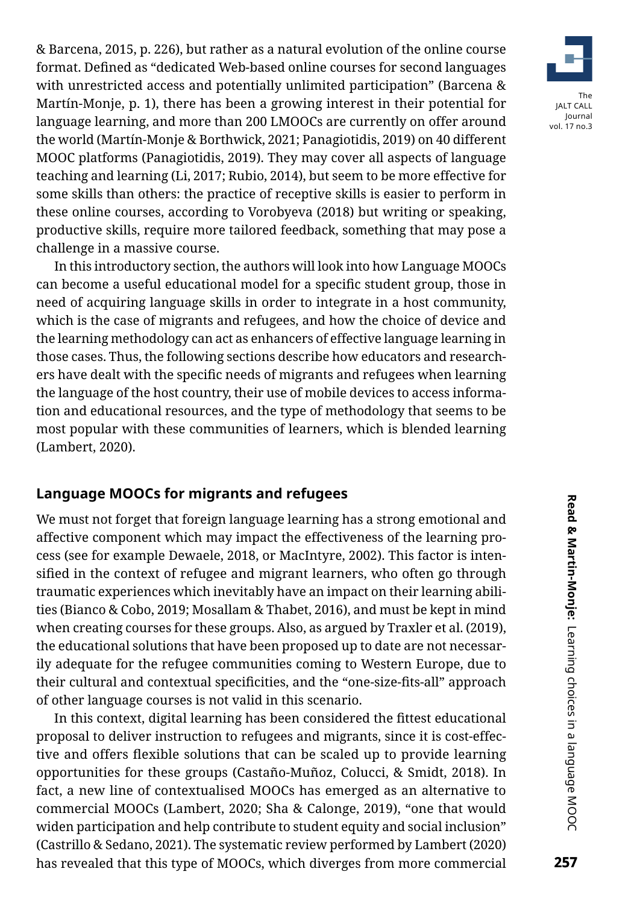& Barcena, 2015, p. 226), but rather as a natural evolution of the online course format. Defined as "dedicated Web-based online courses for second languages with unrestricted access and potentially unlimited participation" (Barcena & Martín-Monje, p. 1), there has been a growing interest in their potential for language learning, and more than 200 LMOOCs are currently on offer around the world (Martín-Monje & Borthwick, 2021; Panagiotidis, 2019) on 40 different MOOC platforms (Panagiotidis, 2019). They may cover all aspects of language teaching and learning (Li, 2017; Rubio, 2014), but seem to be more effective for some skills than others: the practice of receptive skills is easier to perform in these online courses, according to Vorobyeva (2018) but writing or speaking, productive skills, require more tailored feedback, something that may pose a challenge in a massive course.

In this introductory section, the authors will look into how Language MOOCs can become a useful educational model for a specific student group, those in need of acquiring language skills in order to integrate in a host community, which is the case of migrants and refugees, and how the choice of device and the learning methodology can act as enhancers of effective language learning in those cases. Thus, the following sections describe how educators and researchers have dealt with the specific needs of migrants and refugees when learning the language of the host country, their use of mobile devices to access information and educational resources, and the type of methodology that seems to be most popular with these communities of learners, which is blended learning (Lambert, 2020).

## Language MOOCs for migrants and refugees

We must not forget that foreign language learning has a strong emotional and affective component which may impact the effectiveness of the learning process (see for example Dewaele, 2018, or MacIntyre, 2002). This factor is intensified in the context of refugee and migrant learners, who often go through traumatic experiences which inevitably have an impact on their learning abilities (Bianco & Cobo, 2019; Mosallam & Thabet, 2016), and must be kept in mind when creating courses for these groups. Also, as argued by Traxler et al. (2019), the educational solutions that have been proposed up to date are not necessarily adequate for the refugee communities coming to Western Europe, due to their cultural and contextual specificities, and the "one-size-fits-all" approach of other language courses is not valid in this scenario.

In this context, digital learning has been considered the fittest educational proposal to deliver instruction to refugees and migrants, since it is cost-effective and offers flexible solutions that can be scaled up to provide learning opportunities for these groups (Castaño-Muñoz, Colucci, & Smidt, 2018). In fact, a new line of contextualised MOOCs has emerged as an alternative to commercial MOOCs (Lambert, 2020; Sha & Calonge, 2019), "one that would widen participation and help contribute to student equity and social inclusion" (Castrillo & Sedano, 2021). The systematic review performed by Lambert (2020) has revealed that this type of MOOCs, which diverges from more commercial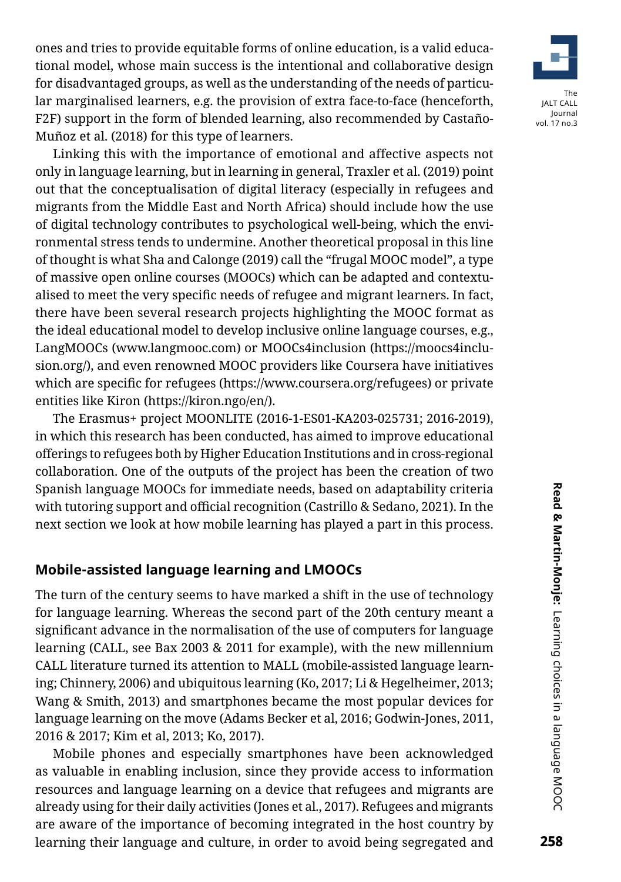ones and tries to provide equitable forms of online education, is a valid educational model, whose main success is the intentional and collaborative design for disadvantaged groups, as well as the understanding of the needs of particular marginalised learners, e.g. the provision of extra face-to-face (henceforth, F2F) support in the form of blended learning, also recommended by Castaño-Muñoz et al. (2018) for this type of learners.

Linking this with the importance of emotional and affective aspects not only in language learning, but in learning in general, Traxler et al. (2019) point out that the conceptualisation of digital literacy (especially in refugees and migrants from the Middle East and North Africa) should include how the use of digital technology contributes to psychological well-being, which the environmental stress tends to undermine. Another theoretical proposal in this line of thought is what Sha and Calonge (2019) call the "frugal MOOC model", a type of massive open online courses (MOOCs) which can be adapted and contextualised to meet the very specific needs of refugee and migrant learners. In fact, there have been several research projects highlighting the MOOC format as the ideal educational model to develop inclusive online language courses, e.g., LangMOOCs (www.langmooc.com) or MOOCs4inclusion (https://moocs4inclusion.org/), and even renowned MOOC providers like Coursera have initiatives which are specific for refugees (https://www.coursera.org/refugees) or private entities like Kiron (https://kiron.ngo/en/).

The Erasmus+ project MOONLITE (2016-1-ES01-KA203-025731; 2016-2019), in which this research has been conducted, has aimed to improve educational offerings to refugees both by Higher Education Institutions and in cross-regional collaboration. One of the outputs of the project has been the creation of two Spanish language MOOCs for immediate needs, based on adaptability criteria with tutoring support and official recognition (Castrillo & Sedano, 2021). In the next section we look at how mobile learning has played a part in this process.

## Mobile-assisted language learning and LMOOCs

The turn of the century seems to have marked a shift in the use of technology for language learning. Whereas the second part of the 20th century meant a significant advance in the normalisation of the use of computers for language learning (CALL, see Bax 2003 & 2011 for example), with the new millennium CALL literature turned its attention to MALL (mobile-assisted language learning; Chinnery, 2006) and ubiquitous learning (Ko, 2017; Li & Hegelheimer, 2013; Wang & Smith, 2013) and smartphones became the most popular devices for language learning on the move (Adams Becker et al, 2016; Godwin-Jones, 2011, 2016 & 2017; Kim et al, 2013; Ko, 2017).

Mobile phones and especially smartphones have been acknowledged as valuable in enabling inclusion, since they provide access to information resources and language learning on a device that refugees and migrants are already using for their daily activities (Jones et al., 2017). Refugees and migrants are aware of the importance of becoming integrated in the host country by learning their language and culture, in order to avoid being segregated and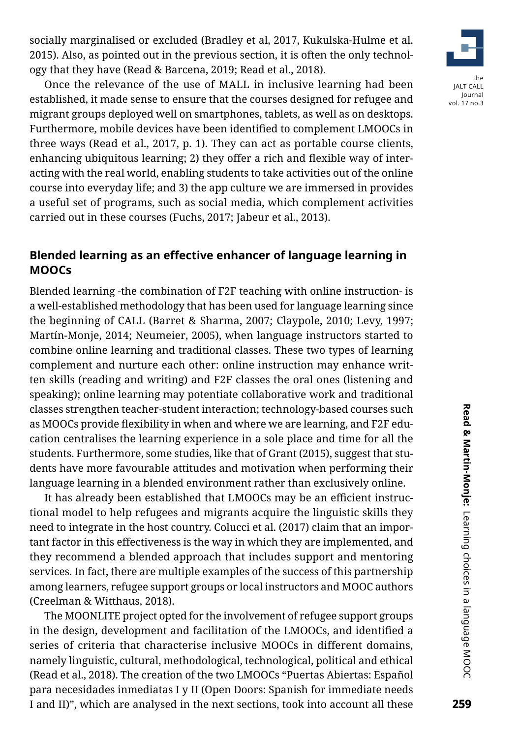socially marginalised or excluded (Bradley et al, 2017, Kukulska-Hulme et al. 2015). Also, as pointed out in the previous section, it is often the only technology that they have (Read & Barcena, 2019; Read et al., 2018).

Once the relevance of the use of MALL in inclusive learning had been established, it made sense to ensure that the courses designed for refugee and migrant groups deployed well on smartphones, tablets, as well as on desktops. Furthermore, mobile devices have been identified to complement LMOOCs in three ways (Read et al., 2017, p. 1). They can act as portable course clients, enhancing ubiquitous learning; 2) they offer a rich and flexible way of interacting with the real world, enabling students to take activities out of the online course into everyday life; and 3) the app culture we are immersed in provides a useful set of programs, such as social media, which complement activities carried out in these courses (Fuchs, 2017; Jabeur et al., 2013).

## Blended learning as an effective enhancer of language learning in MOOCs

Blended learning -the combination of F2F teaching with online instruction- is a well-established methodology that has been used for language learning since the beginning of CALL (Barret & Sharma, 2007; Claypole, 2010; Levy, 1997; Martín-Monje, 2014; Neumeier, 2005), when language instructors started to combine online learning and traditional classes. These two types of learning complement and nurture each other: online instruction may enhance written skills (reading and writing) and F2F classes the oral ones (listening and speaking); online learning may potentiate collaborative work and traditional classes strengthen teacher-student interaction; technology-based courses such as MOOCs provide flexibility in when and where we are learning, and F2F education centralises the learning experience in a sole place and time for all the students. Furthermore, some studies, like that of Grant (2015), suggest that students have more favourable attitudes and motivation when performing their language learning in a blended environment rather than exclusively online.

It has already been established that LMOOCs may be an efficient instructional model to help refugees and migrants acquire the linguistic skills they need to integrate in the host country. Colucci et al. (2017) claim that an important factor in this effectiveness is the way in which they are implemented, and they recommend a blended approach that includes support and mentoring services. In fact, there are multiple examples of the success of this partnership among learners, refugee support groups or local instructors and MOOC authors (Creelman & Witthaus, 2018).

The MOONLITE project opted for the involvement of refugee support groups in the design, development and facilitation of the LMOOCs, and identified a series of criteria that characterise inclusive MOOCs in different domains, namely linguistic, cultural, methodological, technological, political and ethical (Read et al., 2018). The creation of the two LMOOCs "Puertas Abiertas: Español para necesidades inmediatas I y II (Open Doors: Spanish for immediate needs I and II)", which are analysed in the next sections, took into account all these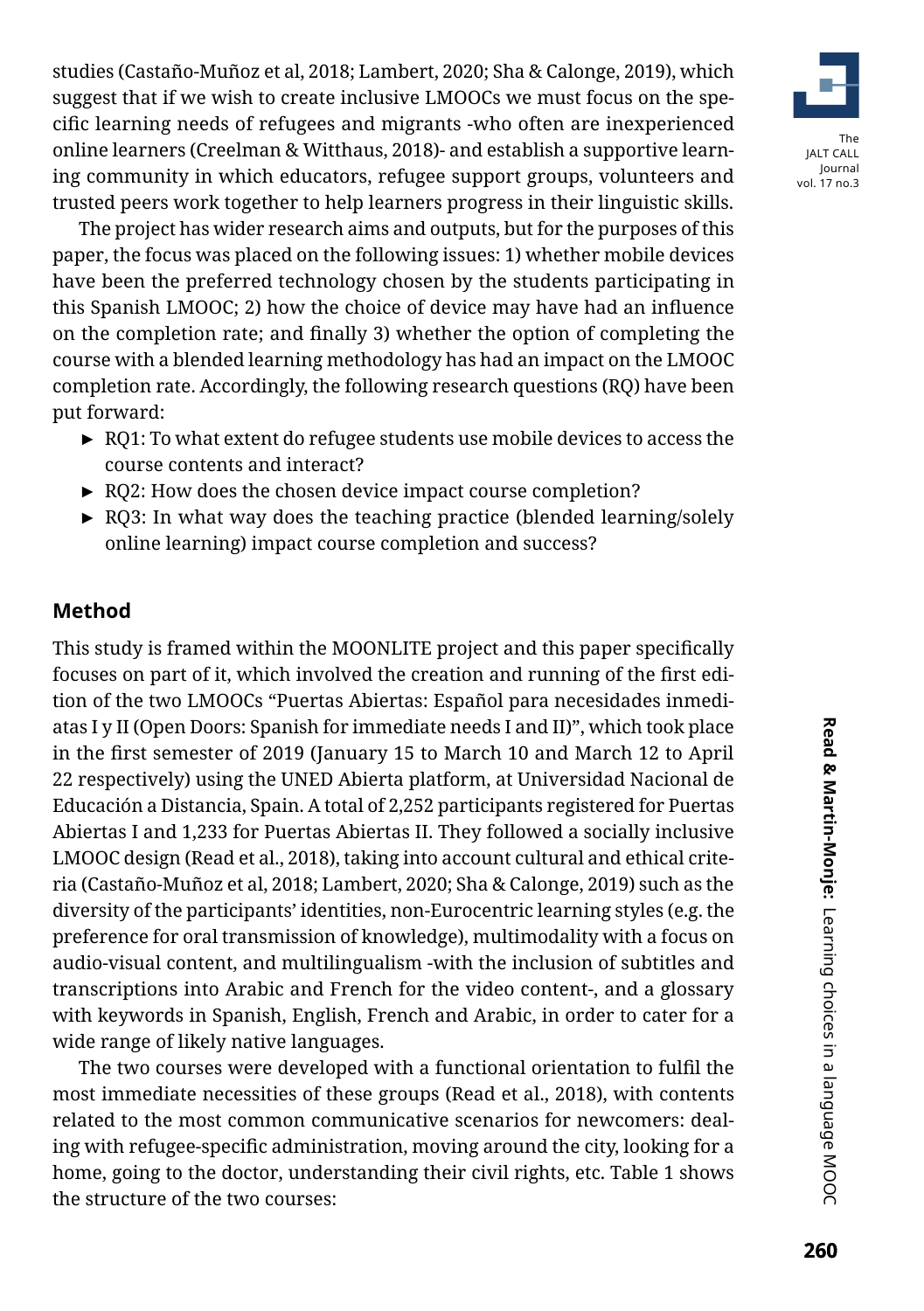studies (Castaño-Muñoz et al, 2018; Lambert, 2020; Sha & Calonge, 2019), which suggest that if we wish to create inclusive LMOOCs we must focus on the specific learning needs of refugees and migrants -who often are inexperienced online learners (Creelman & Witthaus, 2018)- and establish a supportive learning community in which educators, refugee support groups, volunteers and trusted peers work together to help learners progress in their linguistic skills.

The project has wider research aims and outputs, but for the purposes of this paper, the focus was placed on the following issues: 1) whether mobile devices have been the preferred technology chosen by the students participating in this Spanish LMOOC; 2) how the choice of device may have had an influence on the completion rate; and finally 3) whether the option of completing the course with a blended learning methodology has had an impact on the LMOOC completion rate. Accordingly, the following research questions (RQ) have been put forward:

- RQ1: To what extent do refugee students use mobile devices to access the course contents and interact?
- RQ2: How does the chosen device impact course completion?
- RQ3: In what way does the teaching practice (blended learning/solely online learning) impact course completion and success?

## Method

This study is framed within the MOONLITE project and this paper specifically focuses on part of it, which involved the creation and running of the first edition of the two LMOOCs "Puertas Abiertas: Español para necesidades inmediatas I y II (Open Doors: Spanish for immediate needs I and II)", which took place in the first semester of 2019 (January 15 to March 10 and March 12 to April 22 respectively) using the UNED Abierta platform, at Universidad Nacional de Educación a Distancia, Spain. A total of 2,252 participants registered for Puertas Abiertas I and 1,233 for Puertas Abiertas II. They followed a socially inclusive LMOOC design (Read et al., 2018), taking into account cultural and ethical criteria (Castaño-Muñoz et al, 2018; Lambert, 2020; Sha & Calonge, 2019) such as the diversity of the participants' identities, non-Eurocentric learning styles (e.g. the preference for oral transmission of knowledge), multimodality with a focus on audio-visual content, and multilingualism -with the inclusion of subtitles and transcriptions into Arabic and French for the video content-, and a glossary with keywords in Spanish, English, French and Arabic, in order to cater for a wide range of likely native languages.

The two courses were developed with a functional orientation to fulfil the most immediate necessities of these groups (Read et al., 2018), with contents related to the most common communicative scenarios for newcomers: dealing with refugee-specific administration, moving around the city, looking for a home, going to the doctor, understanding their civil rights, etc. Table 1 shows the structure of the two courses: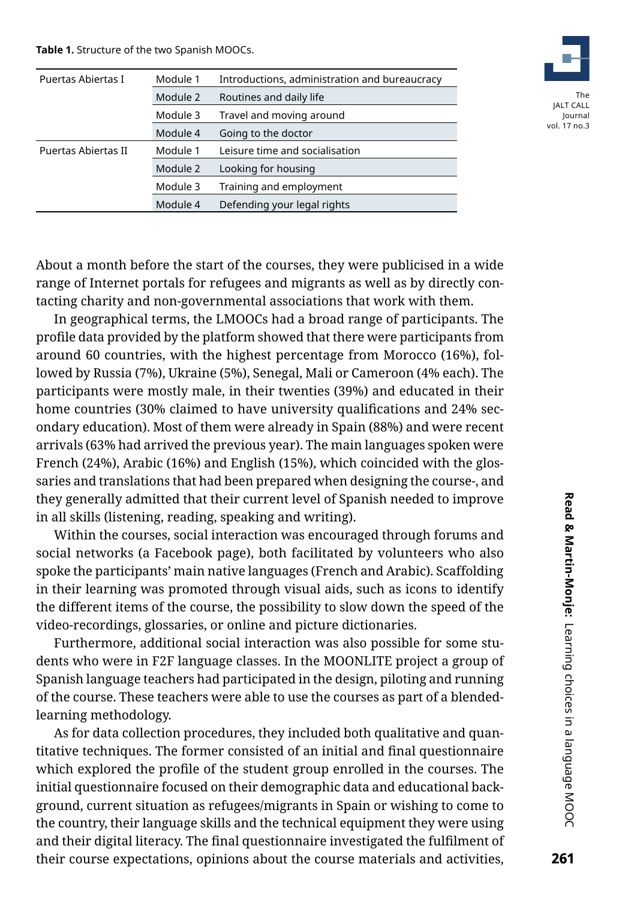**Table 1.** Structure of the two Spanish MOOCs.

| | | |
|---|---|---|
| Puertas Abiertas I | Module 1 | Introductions, administration and bureaucracy |
| | Module 2 | Routines and daily life |
| | Module 3 | Travel and moving around |
| | Module 4 | Going to the doctor |
| Puertas Abiertas II | Module 1 | Leisure time and socialisation |
| | Module 2 | Looking for housing |
| | Module 3 | Training and employment |
| | Module 4 | Defending your legal rights |

About a month before the start of the courses, they were publicised in a wide range of Internet portals for refugees and migrants as well as by directly contacting charity and non-governmental associations that work with them.

In geographical terms, the LMOOCs had a broad range of participants. The profile data provided by the platform showed that there were participants from around 60 countries, with the highest percentage from Morocco (16%), followed by Russia (7%), Ukraine (5%), Senegal, Mali or Cameroon (4% each). The participants were mostly male, in their twenties (39%) and educated in their home countries (30% claimed to have university qualifications and 24% secondary education). Most of them were already in Spain (88%) and were recent arrivals (63% had arrived the previous year). The main languages spoken were French (24%), Arabic (16%) and English (15%), which coincided with the glossaries and translations that had been prepared when designing the course-, and they generally admitted that their current level of Spanish needed to improve in all skills (listening, reading, speaking and writing).

Within the courses, social interaction was encouraged through forums and social networks (a Facebook page), both facilitated by volunteers who also spoke the participants' main native languages (French and Arabic). Scaffolding in their learning was promoted through visual aids, such as icons to identify the different items of the course, the possibility to slow down the speed of the video-recordings, glossaries, or online and picture dictionaries.

Furthermore, additional social interaction was also possible for some students who were in F2F language classes. In the MOONLITE project a group of Spanish language teachers had participated in the design, piloting and running of the course. These teachers were able to use the courses as part of a blended-learning methodology.

As for data collection procedures, they included both qualitative and quantitative techniques. The former consisted of an initial and final questionnaire which explored the profile of the student group enrolled in the courses. The initial questionnaire focused on their demographic data and educational background, current situation as refugees/migrants in Spain or wishing to come to the country, their language skills and the technical equipment they were using and their digital literacy. The final questionnaire investigated the fulfilment of their course expectations, opinions about the course materials and activities,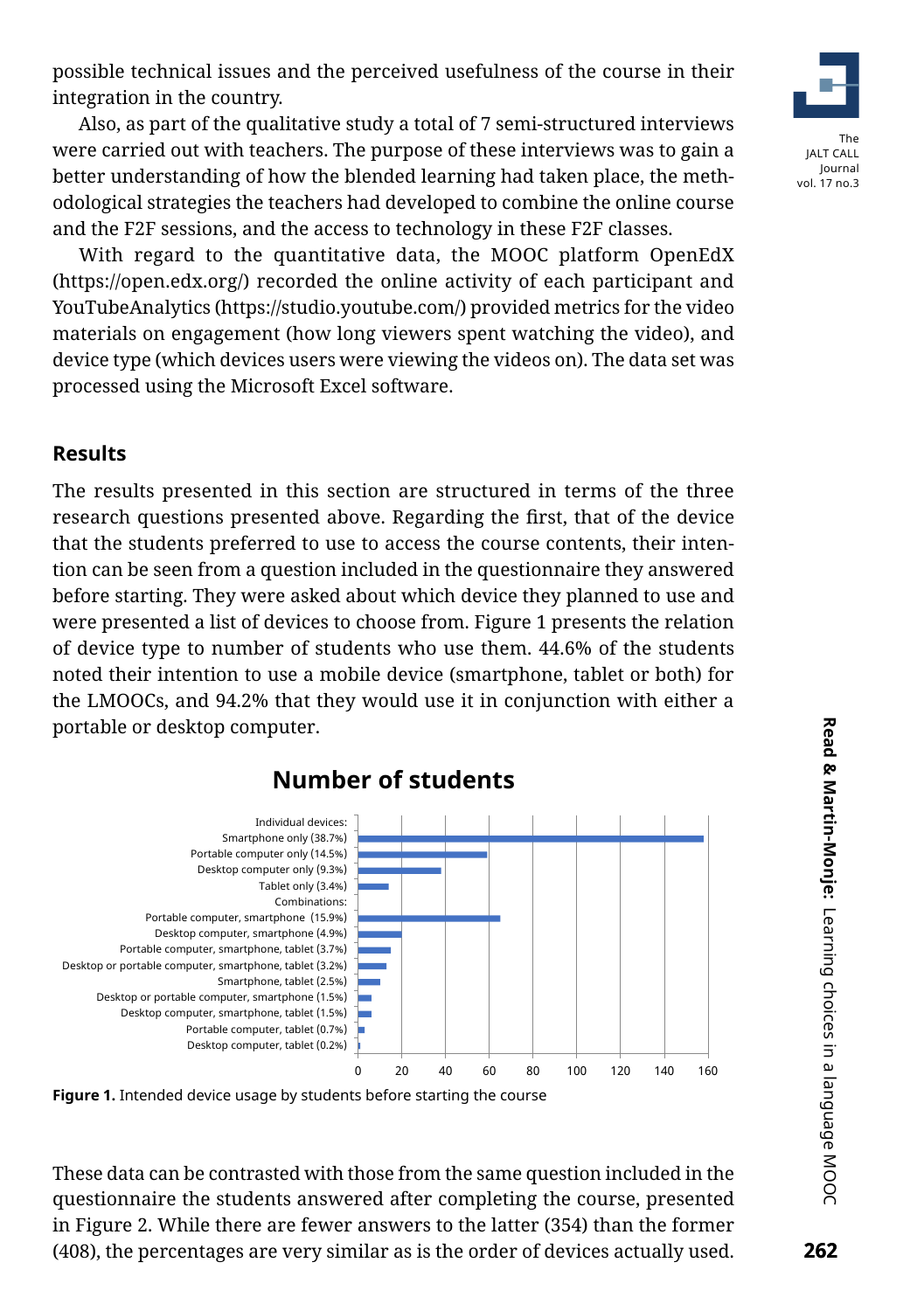possible technical issues and the perceived usefulness of the course in their integration in the country.

Also, as part of the qualitative study a total of 7 semi-structured interviews were carried out with teachers. The purpose of these interviews was to gain a better understanding of how the blended learning had taken place, the methodological strategies the teachers had developed to combine the online course and the F2F sessions, and the access to technology in these F2F classes.

With regard to the quantitative data, the MOOC platform OpenEdX (https://open.edx.org/) recorded the online activity of each participant and YouTubeAnalytics (https://studio.youtube.com/) provided metrics for the video materials on engagement (how long viewers spent watching the video), and device type (which devices users were viewing the videos on). The data set was processed using the Microsoft Excel software.

## Results

The results presented in this section are structured in terms of the three research questions presented above. Regarding the first, that of the device that the students preferred to use to access the course contents, their intention can be seen from a question included in the questionnaire they answered before starting. They were asked about which device they planned to use and were presented a list of devices to choose from. Figure 1 presents the relation of device type to number of students who use them. 44.6% of the students noted their intention to use a mobile device (smartphone, tablet or both) for the LMOOCs, and 94.2% that they would use it in conjunction with either a portable or desktop computer.

**Number of students**

| Device | Number of students (approx.) |
|---|---|
| Individual devices: | |
| Smartphone only (38.7%) | 158 |
| Portable computer only (14.5%) | 59 |
| Desktop computer only (9.3%) | 38 |
| Tablet only (3.4%) | 14 |
| Combinations: | |
| Portable computer, smartphone (15.9%) | 65 |
| Desktop computer, smartphone (4.9%) | 20 |
| Portable computer, smartphone, tablet (3.7%) | 15 |
| Desktop or portable computer, smartphone, tablet (3.2%) | 13 |
| Smartphone, tablet (2.5%) | 10 |
| Desktop or portable computer, smartphone (1.5%) | 6 |
| Desktop computer, smartphone, tablet (1.5%) | 6 |
| Portable computer, tablet (0.7%) | 3 |
| Desktop computer, tablet (0.2%) | 1 |

**Figure 1.** Intended device usage by students before starting the course

These data can be contrasted with those from the same question included in the questionnaire the students answered after completing the course, presented in Figure 2. While there are fewer answers to the latter (354) than the former (408), the percentages are very similar as is the order of devices actually used.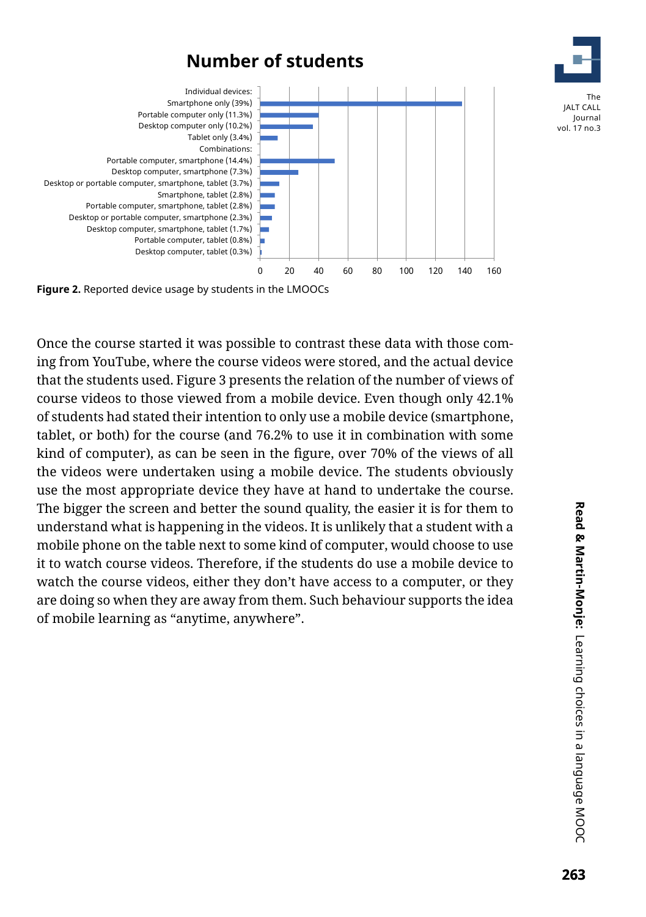**Number of students**

| | Number of students |
|---|---|
| Individual devices: | |
| Smartphone only (39%) | |
| Portable computer only (11.3%) | |
| Desktop computer only (10.2%) | |
| Tablet only (3.4%) | |
| Combinations: | |
| Portable computer, smartphone (14.4%) | |
| Desktop computer, smartphone (7.3%) | |
| Desktop or portable computer, smartphone, tablet (3.7%) | |
| Smartphone, tablet (2.8%) | |
| Portable computer, smartphone, tablet (2.8%) | |
| Desktop or portable computer, smartphone (2.3%) | |
| Desktop computer, smartphone, tablet (1.7%) | |
| Portable computer, tablet (0.8%) | |
| Desktop computer, tablet (0.3%) | |

**Figure 2.** Reported device usage by students in the LMOOCs

Once the course started it was possible to contrast these data with those coming from YouTube, where the course videos were stored, and the actual device that the students used. Figure 3 presents the relation of the number of views of course videos to those viewed from a mobile device. Even though only 42.1% of students had stated their intention to only use a mobile device (smartphone, tablet, or both) for the course (and 76.2% to use it in combination with some kind of computer), as can be seen in the figure, over 70% of the views of all the videos were undertaken using a mobile device. The students obviously use the most appropriate device they have at hand to undertake the course. The bigger the screen and better the sound quality, the easier it is for them to understand what is happening in the videos. It is unlikely that a student with a mobile phone on the table next to some kind of computer, would choose to use it to watch course videos. Therefore, if the students do use a mobile device to watch the course videos, either they don't have access to a computer, or they are doing so when they are away from them. Such behaviour supports the idea of mobile learning as "anytime, anywhere".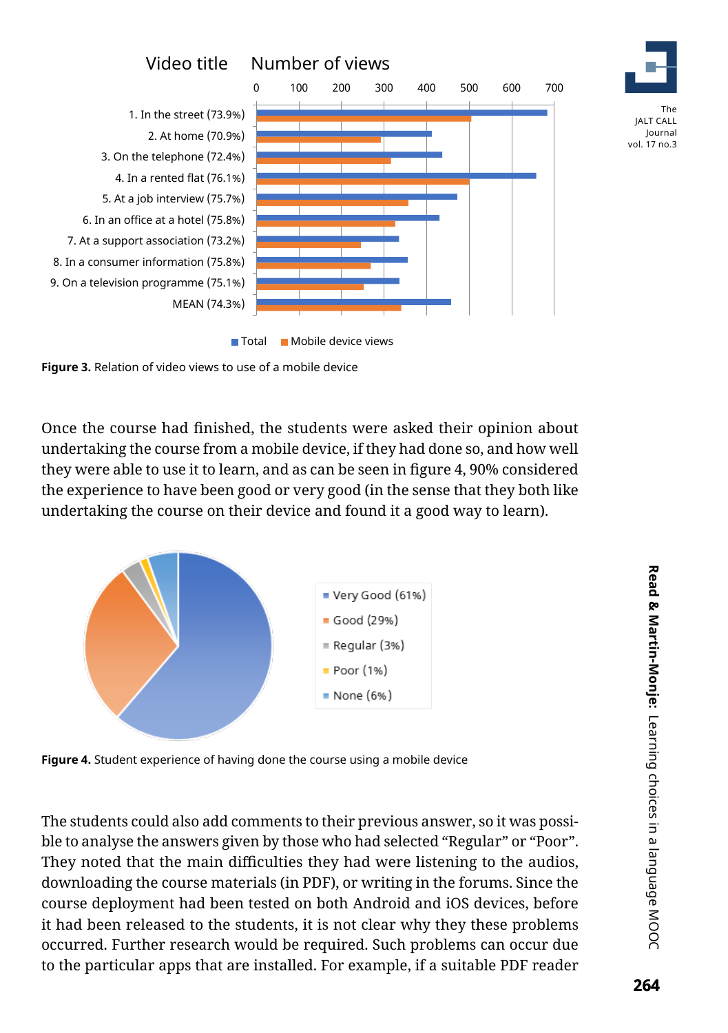Figure 3. Relation of video views to use of a mobile device

Once the course had finished, the students were asked their opinion about undertaking the course from a mobile device, if they had done so, and how well they were able to use it to learn, and as can be seen in figure 4, 90% considered the experience to have been good or very good (in the sense that they both like undertaking the course on their device and found it a good way to learn).

Figure 4. Student experience of having done the course using a mobile device

The students could also add comments to their previous answer, so it was possible to analyse the answers given by those who had selected “Regular” or “Poor”. They noted that the main difficulties they had were listening to the audios, downloading the course materials (in PDF), or writing in the forums. Since the course deployment had been tested on both Android and iOS devices, before it had been released to the students, it is not clear why they these problems occurred. Further research would be required. Such problems can occur due to the particular apps that are installed. For example, if a suitable PDF reader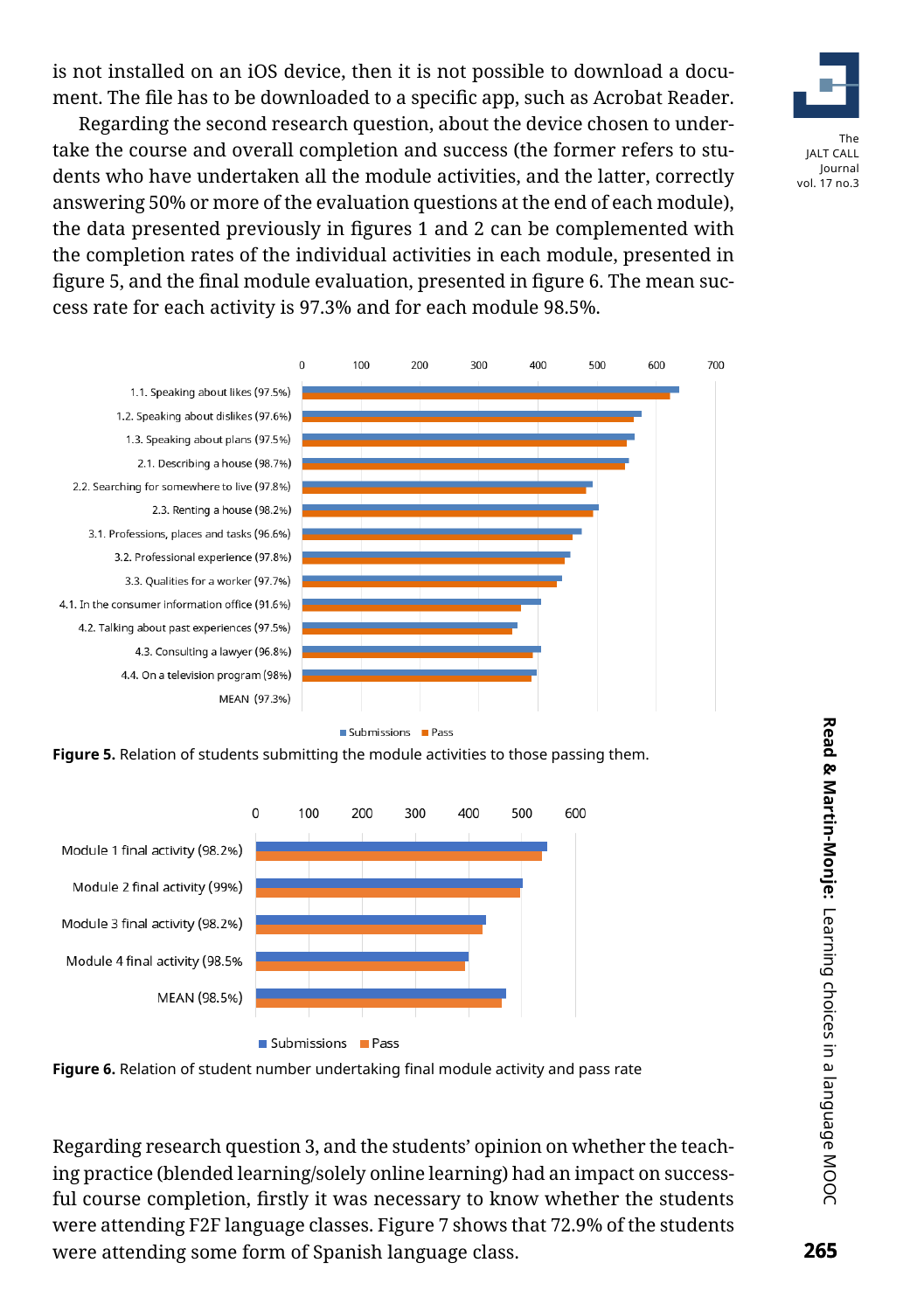is not installed on an iOS device, then it is not possible to download a document. The file has to be downloaded to a specific app, such as Acrobat Reader.

Regarding the second research question, about the device chosen to undertake the course and overall completion and success (the former refers to students who have undertaken all the module activities, and the latter, correctly answering 50% or more of the evaluation questions at the end of each module), the data presented previously in figures 1 and 2 can be complemented with the completion rates of the individual activities in each module, presented in figure 5, and the final module evaluation, presented in figure 6. The mean success rate for each activity is 97.3% and for each module 98.5%.

**Figure 5.** Relation of students submitting the module activities to those passing them.

**Figure 6.** Relation of student number undertaking final module activity and pass rate

Regarding research question 3, and the students' opinion on whether the teaching practice (blended learning/solely online learning) had an impact on successful course completion, firstly it was necessary to know whether the students were attending F2F language classes. Figure 7 shows that 72.9% of the students were attending some form of Spanish language class.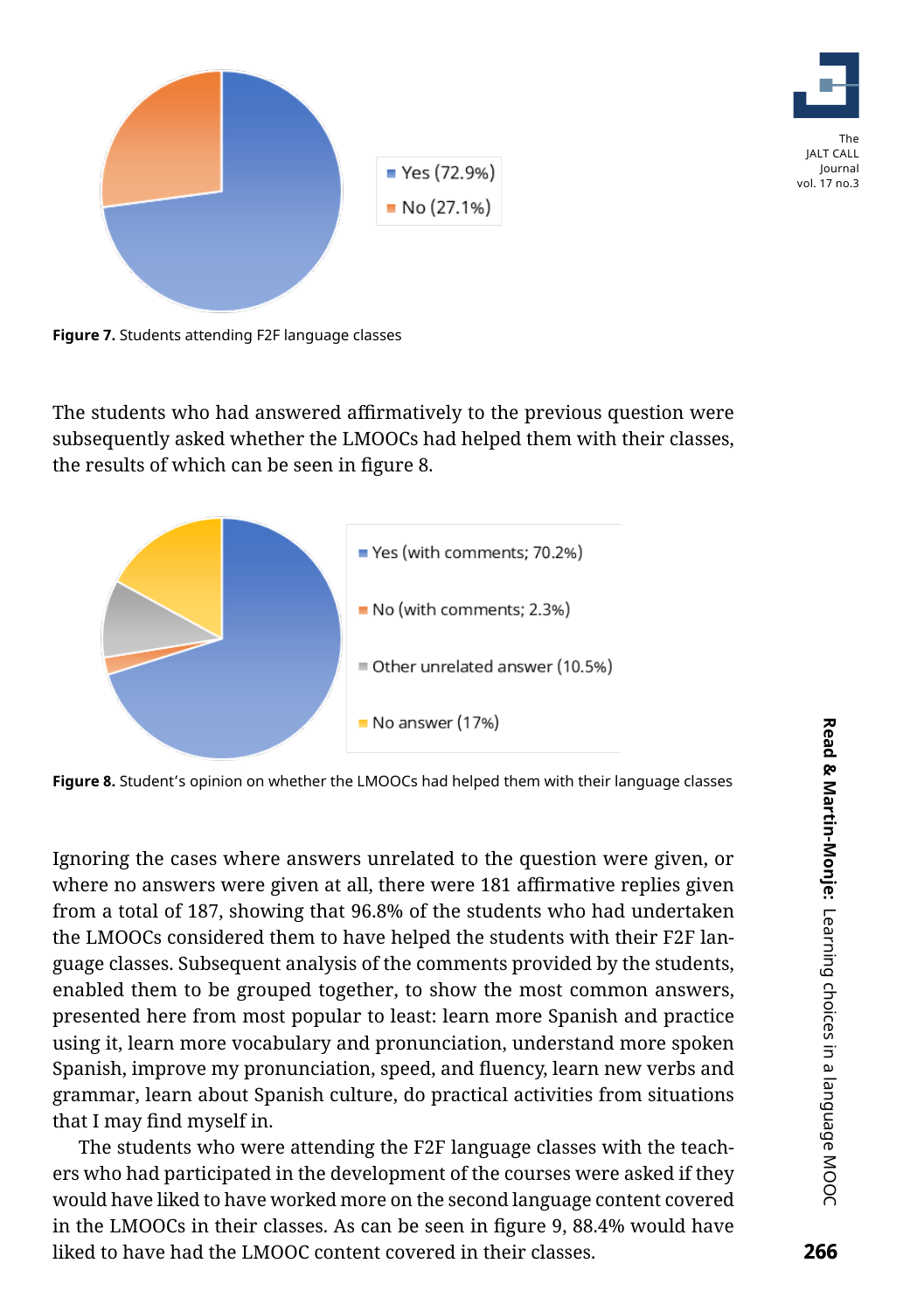Yes (72.9%)

No (27.1%)

**Figure 7.** Students attending F2F language classes

The students who had answered affirmatively to the previous question were subsequently asked whether the LMOOCs had helped them with their classes, the results of which can be seen in figure 8.

Yes (with comments; 70.2%)

No (with comments; 2.3%)

Other unrelated answer (10.5%)

No answer (17%)

**Figure 8.** Student's opinion on whether the LMOOCs had helped them with their language classes

Ignoring the cases where answers unrelated to the question were given, or where no answers were given at all, there were 181 affirmative replies given from a total of 187, showing that 96.8% of the students who had undertaken the LMOOCs considered them to have helped the students with their F2F language classes. Subsequent analysis of the comments provided by the students, enabled them to be grouped together, to show the most common answers, presented here from most popular to least: learn more Spanish and practice using it, learn more vocabulary and pronunciation, understand more spoken Spanish, improve my pronunciation, speed, and fluency, learn new verbs and grammar, learn about Spanish culture, do practical activities from situations that I may find myself in.

The students who were attending the F2F language classes with the teachers who had participated in the development of the courses were asked if they would have liked to have worked more on the second language content covered in the LMOOCs in their classes. As can be seen in figure 9, 88.4% would have liked to have had the LMOOC content covered in their classes.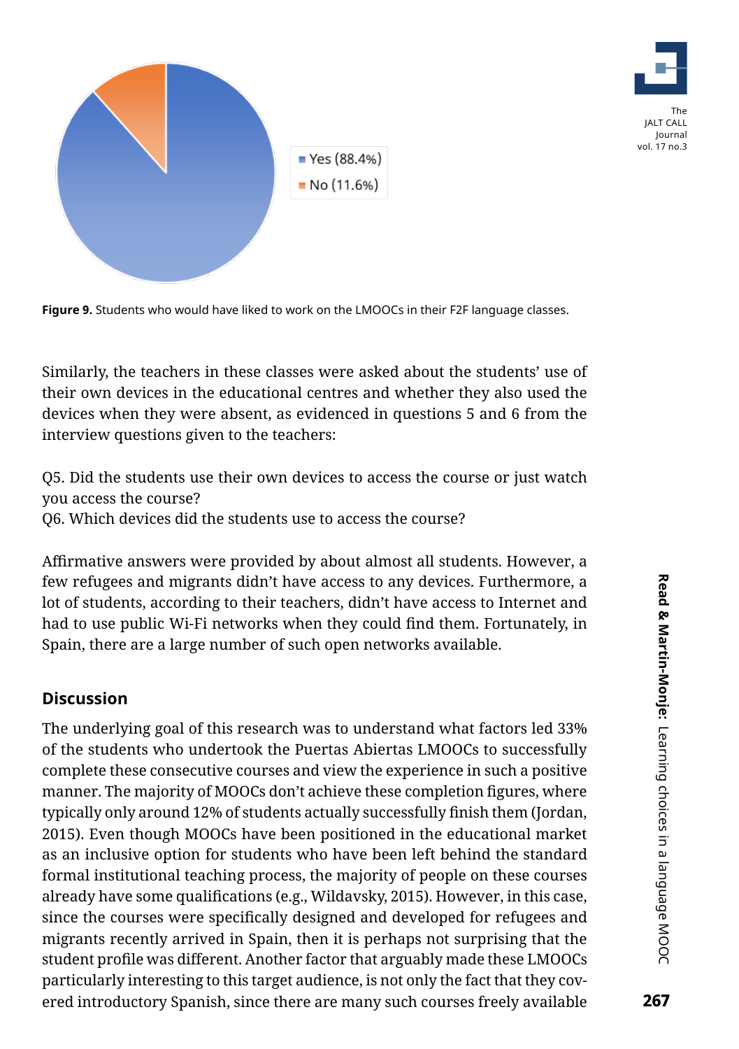Yes (88.4%)
No (11.6%)

**Figure 9.** Students who would have liked to work on the LMOOCs in their F2F language classes.

Similarly, the teachers in these classes were asked about the students' use of their own devices in the educational centres and whether they also used the devices when they were absent, as evidenced in questions 5 and 6 from the interview questions given to the teachers:

Q5. Did the students use their own devices to access the course or just watch you access the course?
Q6. Which devices did the students use to access the course?

Affirmative answers were provided by about almost all students. However, a few refugees and migrants didn't have access to any devices. Furthermore, a lot of students, according to their teachers, didn't have access to Internet and had to use public Wi-Fi networks when they could find them. Fortunately, in Spain, there are a large number of such open networks available.

## Discussion

The underlying goal of this research was to understand what factors led 33% of the students who undertook the Puertas Abiertas LMOOCs to successfully complete these consecutive courses and view the experience in such a positive manner. The majority of MOOCs don't achieve these completion figures, where typically only around 12% of students actually successfully finish them (Jordan, 2015). Even though MOOCs have been positioned in the educational market as an inclusive option for students who have been left behind the standard formal institutional teaching process, the majority of people on these courses already have some qualifications (e.g., Wildavsky, 2015). However, in this case, since the courses were specifically designed and developed for refugees and migrants recently arrived in Spain, then it is perhaps not surprising that the student profile was different. Another factor that arguably made these LMOOCs particularly interesting to this target audience, is not only the fact that they covered introductory Spanish, since there are many such courses freely available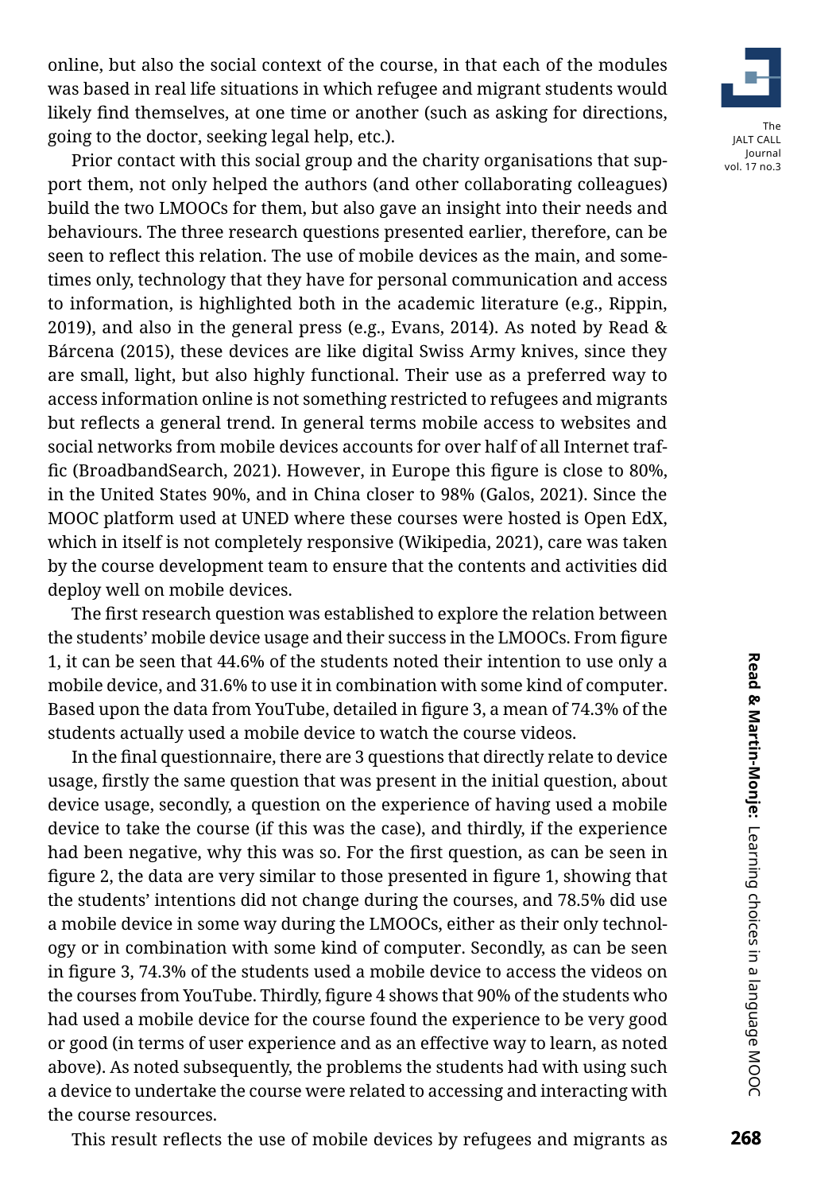online, but also the social context of the course, in that each of the modules was based in real life situations in which refugee and migrant students would likely find themselves, at one time or another (such as asking for directions, going to the doctor, seeking legal help, etc.).

Prior contact with this social group and the charity organisations that support them, not only helped the authors (and other collaborating colleagues) build the two LMOOCs for them, but also gave an insight into their needs and behaviours. The three research questions presented earlier, therefore, can be seen to reflect this relation. The use of mobile devices as the main, and sometimes only, technology that they have for personal communication and access to information, is highlighted both in the academic literature (e.g., Rippin, 2019), and also in the general press (e.g., Evans, 2014). As noted by Read & Bárcena (2015), these devices are like digital Swiss Army knives, since they are small, light, but also highly functional. Their use as a preferred way to access information online is not something restricted to refugees and migrants but reflects a general trend. In general terms mobile access to websites and social networks from mobile devices accounts for over half of all Internet traffic (BroadbandSearch, 2021). However, in Europe this figure is close to 80%, in the United States 90%, and in China closer to 98% (Galos, 2021). Since the MOOC platform used at UNED where these courses were hosted is Open EdX, which in itself is not completely responsive (Wikipedia, 2021), care was taken by the course development team to ensure that the contents and activities did deploy well on mobile devices.

The first research question was established to explore the relation between the students' mobile device usage and their success in the LMOOCs. From figure 1, it can be seen that 44.6% of the students noted their intention to use only a mobile device, and 31.6% to use it in combination with some kind of computer. Based upon the data from YouTube, detailed in figure 3, a mean of 74.3% of the students actually used a mobile device to watch the course videos.

In the final questionnaire, there are 3 questions that directly relate to device usage, firstly the same question that was present in the initial question, about device usage, secondly, a question on the experience of having used a mobile device to take the course (if this was the case), and thirdly, if the experience had been negative, why this was so. For the first question, as can be seen in figure 2, the data are very similar to those presented in figure 1, showing that the students' intentions did not change during the courses, and 78.5% did use a mobile device in some way during the LMOOCs, either as their only technology or in combination with some kind of computer. Secondly, as can be seen in figure 3, 74.3% of the students used a mobile device to access the videos on the courses from YouTube. Thirdly, figure 4 shows that 90% of the students who had used a mobile device for the course found the experience to be very good or good (in terms of user experience and as an effective way to learn, as noted above). As noted subsequently, the problems the students had with using such a device to undertake the course were related to accessing and interacting with the course resources.

This result reflects the use of mobile devices by refugees and migrants as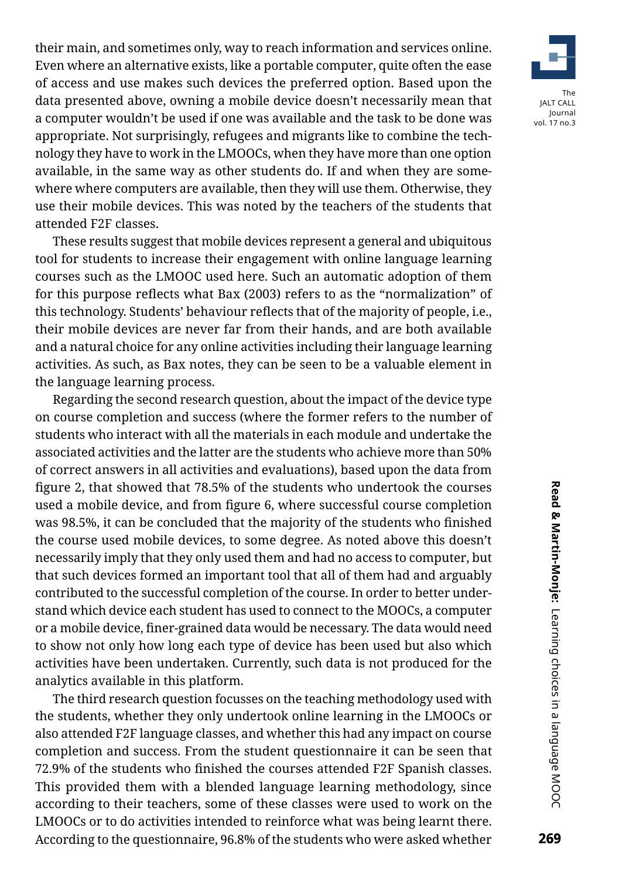their main, and sometimes only, way to reach information and services online. Even where an alternative exists, like a portable computer, quite often the ease of access and use makes such devices the preferred option. Based upon the data presented above, owning a mobile device doesn't necessarily mean that a computer wouldn't be used if one was available and the task to be done was appropriate. Not surprisingly, refugees and migrants like to combine the technology they have to work in the LMOOCs, when they have more than one option available, in the same way as other students do. If and when they are somewhere where computers are available, then they will use them. Otherwise, they use their mobile devices. This was noted by the teachers of the students that attended F2F classes.

These results suggest that mobile devices represent a general and ubiquitous tool for students to increase their engagement with online language learning courses such as the LMOOC used here. Such an automatic adoption of them for this purpose reflects what Bax (2003) refers to as the "normalization" of this technology. Students' behaviour reflects that of the majority of people, i.e., their mobile devices are never far from their hands, and are both available and a natural choice for any online activities including their language learning activities. As such, as Bax notes, they can be seen to be a valuable element in the language learning process.

Regarding the second research question, about the impact of the device type on course completion and success (where the former refers to the number of students who interact with all the materials in each module and undertake the associated activities and the latter are the students who achieve more than 50% of correct answers in all activities and evaluations), based upon the data from figure 2, that showed that 78.5% of the students who undertook the courses used a mobile device, and from figure 6, where successful course completion was 98.5%, it can be concluded that the majority of the students who finished the course used mobile devices, to some degree. As noted above this doesn't necessarily imply that they only used them and had no access to computer, but that such devices formed an important tool that all of them had and arguably contributed to the successful completion of the course. In order to better understand which device each student has used to connect to the MOOCs, a computer or a mobile device, finer-grained data would be necessary. The data would need to show not only how long each type of device has been used but also which activities have been undertaken. Currently, such data is not produced for the analytics available in this platform.

The third research question focusses on the teaching methodology used with the students, whether they only undertook online learning in the LMOOCs or also attended F2F language classes, and whether this had any impact on course completion and success. From the student questionnaire it can be seen that 72.9% of the students who finished the courses attended F2F Spanish classes. This provided them with a blended language learning methodology, since according to their teachers, some of these classes were used to work on the LMOOCs or to do activities intended to reinforce what was being learnt there. According to the questionnaire, 96.8% of the students who were asked whether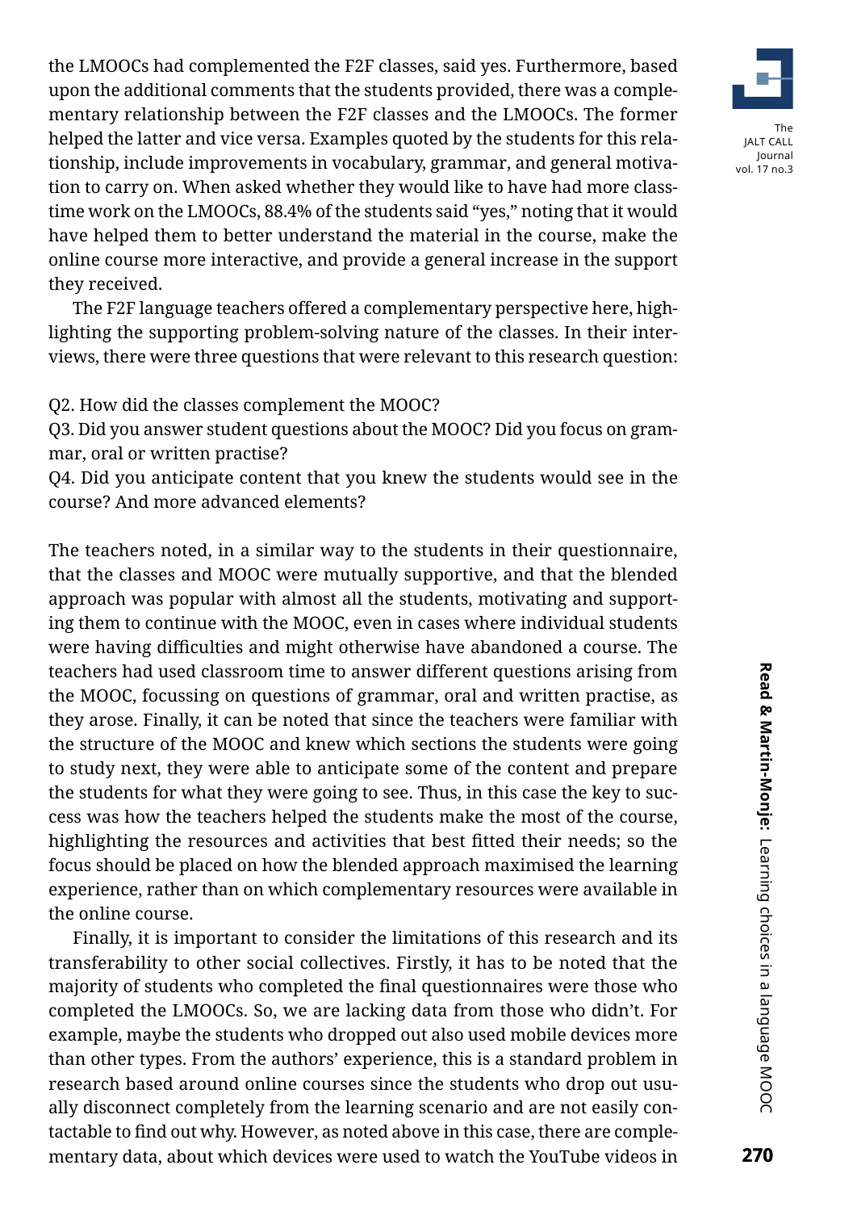the LMOOCs had complemented the F2F classes, said yes. Furthermore, based upon the additional comments that the students provided, there was a complementary relationship between the F2F classes and the LMOOCs. The former helped the latter and vice versa. Examples quoted by the students for this relationship, include improvements in vocabulary, grammar, and general motivation to carry on. When asked whether they would like to have had more class-time work on the LMOOCs, 88.4% of the students said "yes," noting that it would have helped them to better understand the material in the course, make the online course more interactive, and provide a general increase in the support they received.

The F2F language teachers offered a complementary perspective here, highlighting the supporting problem-solving nature of the classes. In their interviews, there were three questions that were relevant to this research question:

Q2. How did the classes complement the MOOC?
Q3. Did you answer student questions about the MOOC? Did you focus on grammar, oral or written practise?
Q4. Did you anticipate content that you knew the students would see in the course? And more advanced elements?

The teachers noted, in a similar way to the students in their questionnaire, that the classes and MOOC were mutually supportive, and that the blended approach was popular with almost all the students, motivating and supporting them to continue with the MOOC, even in cases where individual students were having difficulties and might otherwise have abandoned a course. The teachers had used classroom time to answer different questions arising from the MOOC, focussing on questions of grammar, oral and written practise, as they arose. Finally, it can be noted that since the teachers were familiar with the structure of the MOOC and knew which sections the students were going to study next, they were able to anticipate some of the content and prepare the students for what they were going to see. Thus, in this case the key to success was how the teachers helped the students make the most of the course, highlighting the resources and activities that best fitted their needs; so the focus should be placed on how the blended approach maximised the learning experience, rather than on which complementary resources were available in the online course.

Finally, it is important to consider the limitations of this research and its transferability to other social collectives. Firstly, it has to be noted that the majority of students who completed the final questionnaires were those who completed the LMOOCs. So, we are lacking data from those who didn't. For example, maybe the students who dropped out also used mobile devices more than other types. From the authors' experience, this is a standard problem in research based around online courses since the students who drop out usually disconnect completely from the learning scenario and are not easily contactable to find out why. However, as noted above in this case, there are complementary data, about which devices were used to watch the YouTube videos in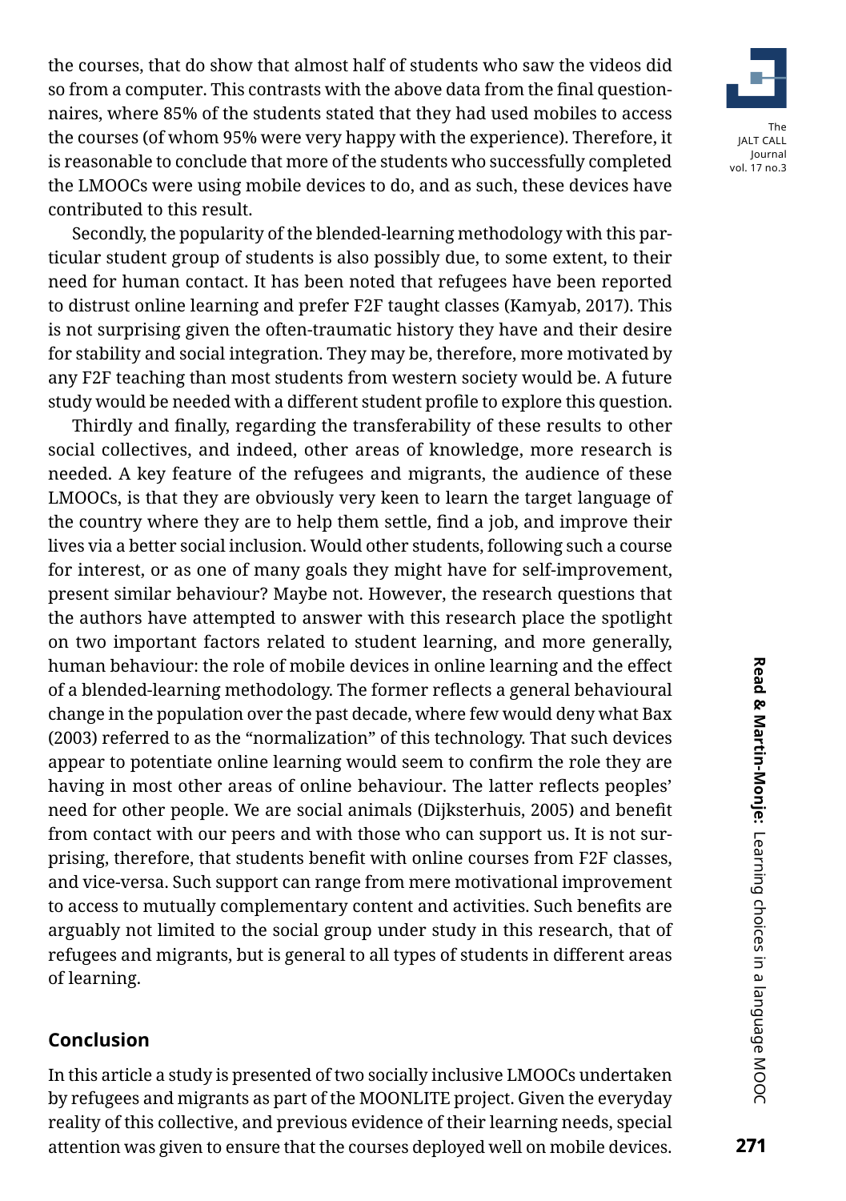the courses, that do show that almost half of students who saw the videos did so from a computer. This contrasts with the above data from the final questionnaires, where 85% of the students stated that they had used mobiles to access the courses (of whom 95% were very happy with the experience). Therefore, it is reasonable to conclude that more of the students who successfully completed the LMOOCs were using mobile devices to do, and as such, these devices have contributed to this result.

Secondly, the popularity of the blended-learning methodology with this particular student group of students is also possibly due, to some extent, to their need for human contact. It has been noted that refugees have been reported to distrust online learning and prefer F2F taught classes (Kamyab, 2017). This is not surprising given the often-traumatic history they have and their desire for stability and social integration. They may be, therefore, more motivated by any F2F teaching than most students from western society would be. A future study would be needed with a different student profile to explore this question.

Thirdly and finally, regarding the transferability of these results to other social collectives, and indeed, other areas of knowledge, more research is needed. A key feature of the refugees and migrants, the audience of these LMOOCs, is that they are obviously very keen to learn the target language of the country where they are to help them settle, find a job, and improve their lives via a better social inclusion. Would other students, following such a course for interest, or as one of many goals they might have for self-improvement, present similar behaviour? Maybe not. However, the research questions that the authors have attempted to answer with this research place the spotlight on two important factors related to student learning, and more generally, human behaviour: the role of mobile devices in online learning and the effect of a blended-learning methodology. The former reflects a general behavioural change in the population over the past decade, where few would deny what Bax (2003) referred to as the "normalization" of this technology. That such devices appear to potentiate online learning would seem to confirm the role they are having in most other areas of online behaviour. The latter reflects peoples' need for other people. We are social animals (Dijksterhuis, 2005) and benefit from contact with our peers and with those who can support us. It is not surprising, therefore, that students benefit with online courses from F2F classes, and vice-versa. Such support can range from mere motivational improvement to access to mutually complementary content and activities. Such benefits are arguably not limited to the social group under study in this research, that of refugees and migrants, but is general to all types of students in different areas of learning.

## Conclusion

In this article a study is presented of two socially inclusive LMOOCs undertaken by refugees and migrants as part of the MOONLITE project. Given the everyday reality of this collective, and previous evidence of their learning needs, special attention was given to ensure that the courses deployed well on mobile devices.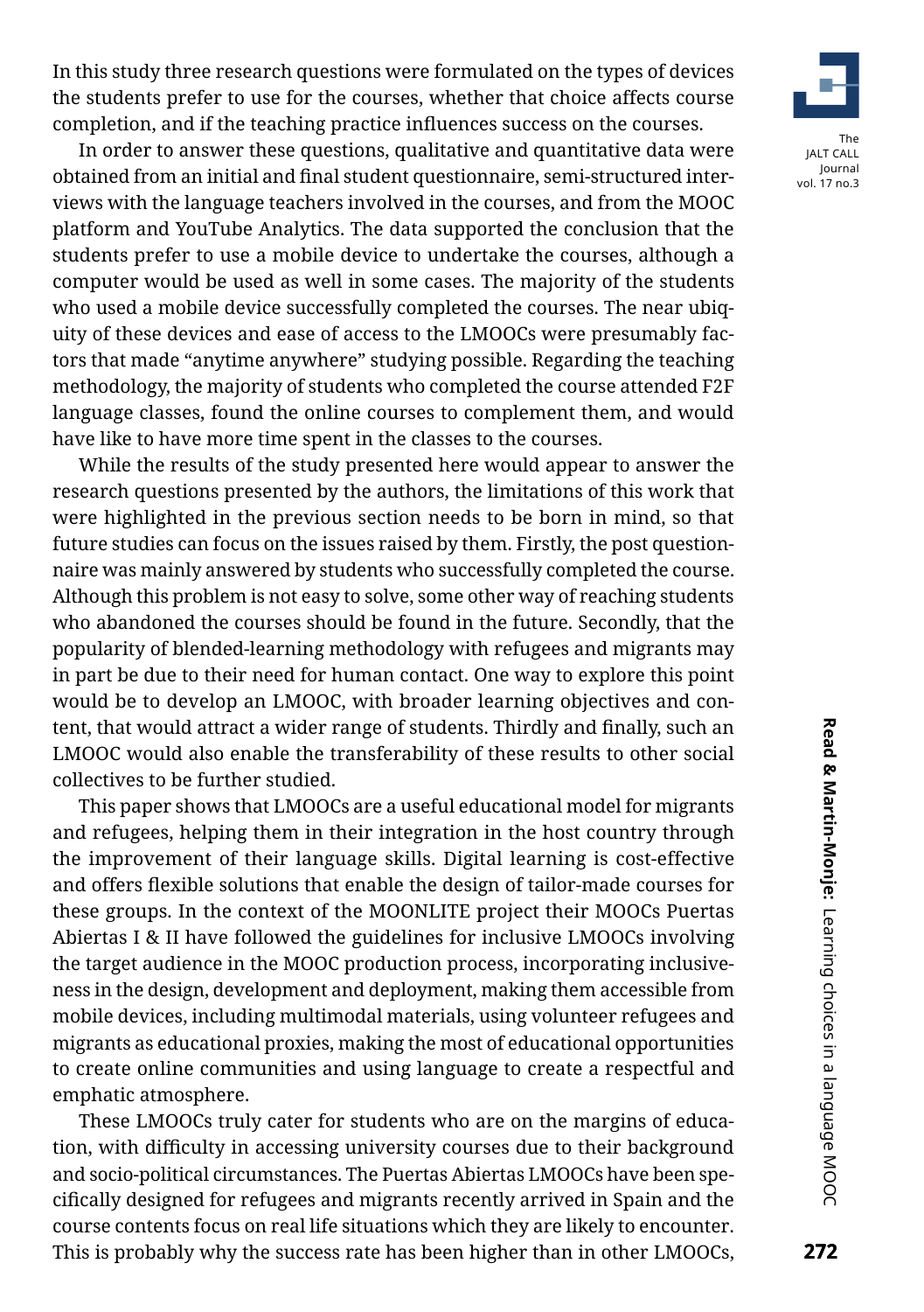In this study three research questions were formulated on the types of devices the students prefer to use for the courses, whether that choice affects course completion, and if the teaching practice influences success on the courses.

In order to answer these questions, qualitative and quantitative data were obtained from an initial and final student questionnaire, semi-structured interviews with the language teachers involved in the courses, and from the MOOC platform and YouTube Analytics. The data supported the conclusion that the students prefer to use a mobile device to undertake the courses, although a computer would be used as well in some cases. The majority of the students who used a mobile device successfully completed the courses. The near ubiquity of these devices and ease of access to the LMOOCs were presumably factors that made "anytime anywhere" studying possible. Regarding the teaching methodology, the majority of students who completed the course attended F2F language classes, found the online courses to complement them, and would have like to have more time spent in the classes to the courses.

While the results of the study presented here would appear to answer the research questions presented by the authors, the limitations of this work that were highlighted in the previous section needs to be born in mind, so that future studies can focus on the issues raised by them. Firstly, the post questionnaire was mainly answered by students who successfully completed the course. Although this problem is not easy to solve, some other way of reaching students who abandoned the courses should be found in the future. Secondly, that the popularity of blended-learning methodology with refugees and migrants may in part be due to their need for human contact. One way to explore this point would be to develop an LMOOC, with broader learning objectives and content, that would attract a wider range of students. Thirdly and finally, such an LMOOC would also enable the transferability of these results to other social collectives to be further studied.

This paper shows that LMOOCs are a useful educational model for migrants and refugees, helping them in their integration in the host country through the improvement of their language skills. Digital learning is cost-effective and offers flexible solutions that enable the design of tailor-made courses for these groups. In the context of the MOONLITE project their MOOCs Puertas Abiertas I & II have followed the guidelines for inclusive LMOOCs involving the target audience in the MOOC production process, incorporating inclusiveness in the design, development and deployment, making them accessible from mobile devices, including multimodal materials, using volunteer refugees and migrants as educational proxies, making the most of educational opportunities to create online communities and using language to create a respectful and emphatic atmosphere.

These LMOOCs truly cater for students who are on the margins of education, with difficulty in accessing university courses due to their background and socio-political circumstances. The Puertas Abiertas LMOOCs have been specifically designed for refugees and migrants recently arrived in Spain and the course contents focus on real life situations which they are likely to encounter. This is probably why the success rate has been higher than in other LMOOCs,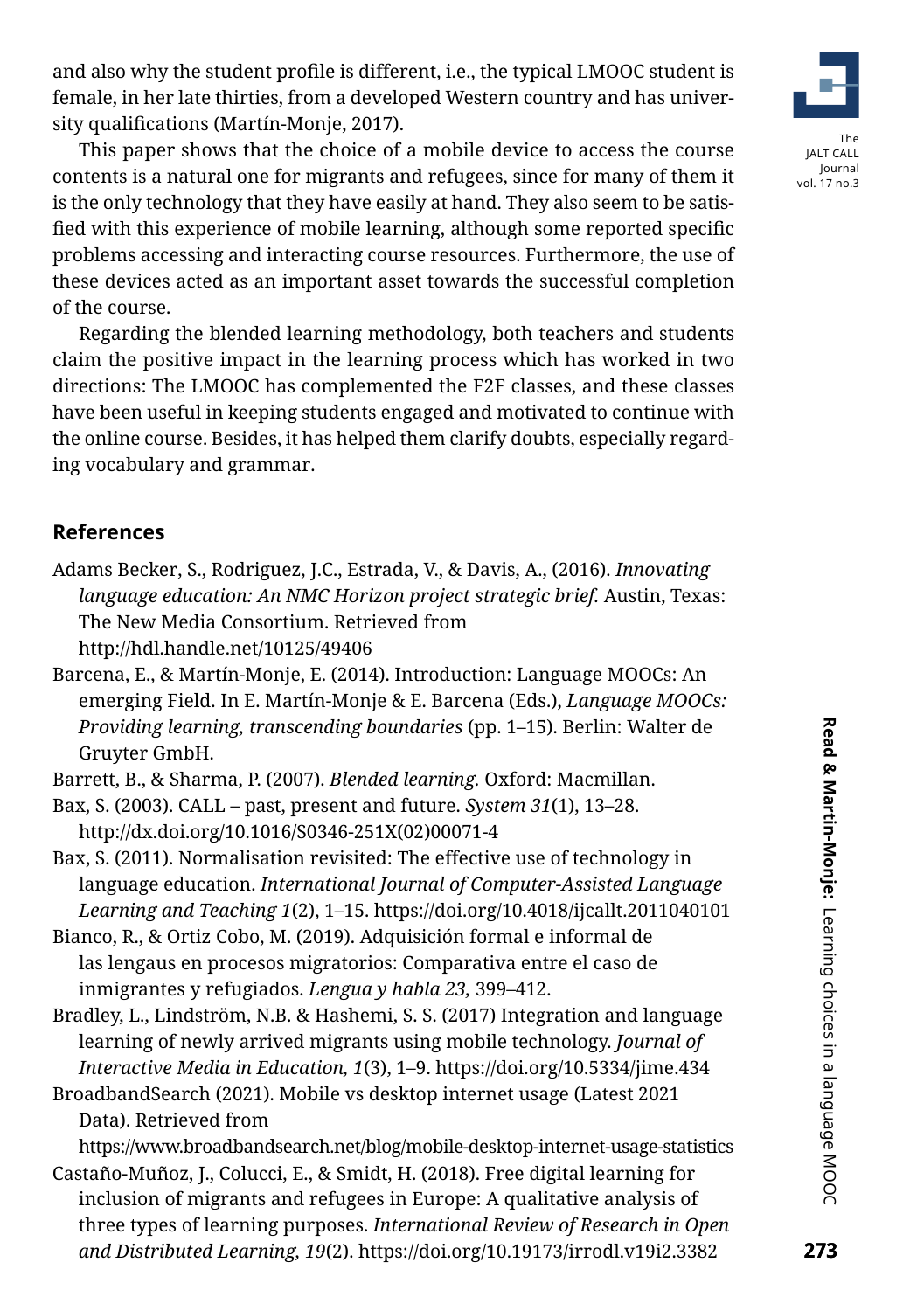and also why the student profile is different, i.e., the typical LMOOC student is female, in her late thirties, from a developed Western country and has university qualifications (Martín-Monje, 2017).

This paper shows that the choice of a mobile device to access the course contents is a natural one for migrants and refugees, since for many of them it is the only technology that they have easily at hand. They also seem to be satisfied with this experience of mobile learning, although some reported specific problems accessing and interacting course resources. Furthermore, the use of these devices acted as an important asset towards the successful completion of the course.

Regarding the blended learning methodology, both teachers and students claim the positive impact in the learning process which has worked in two directions: The LMOOC has complemented the F2F classes, and these classes have been useful in keeping students engaged and motivated to continue with the online course. Besides, it has helped them clarify doubts, especially regarding vocabulary and grammar.

## References

Adams Becker, S., Rodriguez, J.C., Estrada, V., & Davis, A., (2016). *Innovating language education: An NMC Horizon project strategic brief.* Austin, Texas: The New Media Consortium. Retrieved from http://hdl.handle.net/10125/49406

Barcena, E., & Martín-Monje, E. (2014). Introduction: Language MOOCs: An emerging Field. In E. Martín-Monje & E. Barcena (Eds.), *Language MOOCs: Providing learning, transcending boundaries* (pp. 1–15). Berlin: Walter de Gruyter GmbH.

Barrett, B., & Sharma, P. (2007). *Blended learning.* Oxford: Macmillan.

Bax, S. (2003). CALL – past, present and future. *System 31*(1), 13–28. http://dx.doi.org/10.1016/S0346-251X(02)00071-4

Bax, S. (2011). Normalisation revisited: The effective use of technology in language education. *International Journal of Computer-Assisted Language Learning and Teaching 1*(2), 1–15. https://doi.org/10.4018/ijcallt.2011040101

Bianco, R., & Ortiz Cobo, M. (2019). Adquisición formal e informal de las lengaus en procesos migratorios: Comparativa entre el caso de inmigrantes y refugiados. *Lengua y habla 23,* 399–412.

Bradley, L., Lindström, N.B. & Hashemi, S. S. (2017) Integration and language learning of newly arrived migrants using mobile technology. *Journal of Interactive Media in Education, 1*(3), 1–9. https://doi.org/10.5334/jime.434

BroadbandSearch (2021). Mobile vs desktop internet usage (Latest 2021 Data). Retrieved from https://www.broadbandsearch.net/blog/mobile-desktop-internet-usage-statistics

Castaño-Muñoz, J., Colucci, E., & Smidt, H. (2018). Free digital learning for inclusion of migrants and refugees in Europe: A qualitative analysis of three types of learning purposes. *International Review of Research in Open and Distributed Learning, 19*(2). https://doi.org/10.19173/irrodl.v19i2.3382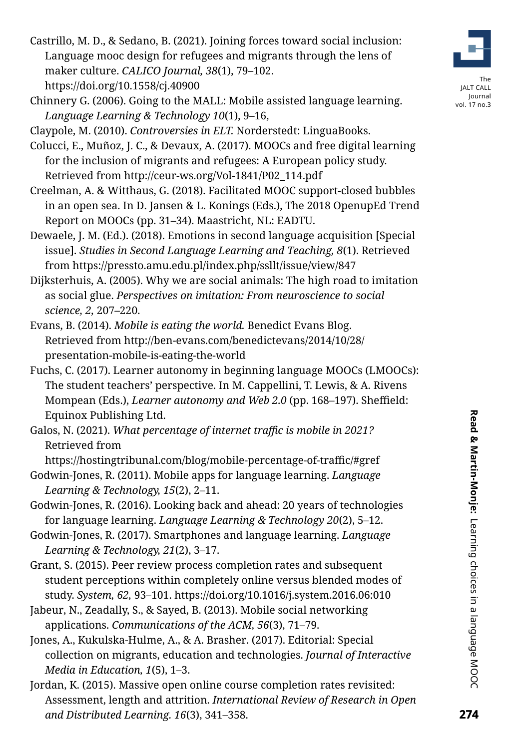Castrillo, M. D., & Sedano, B. (2021). Joining forces toward social inclusion: Language mooc design for refugees and migrants through the lens of maker culture. *CALICO Journal, 38*(1), 79–102. https://doi.org/10.1558/cj.40900

Chinnery G. (2006). Going to the MALL: Mobile assisted language learning. *Language Learning & Technology 10*(1), 9–16,

Claypole, M. (2010). *Controversies in ELT.* Norderstedt: LinguaBooks.

Colucci, E., Muñoz, J. C., & Devaux, A. (2017). MOOCs and free digital learning for the inclusion of migrants and refugees: A European policy study. Retrieved from http://ceur-ws.org/Vol-1841/P02_114.pdf

Creelman, A. & Witthaus, G. (2018). Facilitated MOOC support-closed bubbles in an open sea. In D. Jansen & L. Konings (Eds.), The 2018 OpenupEd Trend Report on MOOCs (pp. 31–34). Maastricht, NL: EADTU.

Dewaele, J. M. (Ed.). (2018). Emotions in second language acquisition [Special issue]. *Studies in Second Language Learning and Teaching, 8*(1). Retrieved from https://pressto.amu.edu.pl/index.php/ssllt/issue/view/847

Dijksterhuis, A. (2005). Why we are social animals: The high road to imitation as social glue. *Perspectives on imitation: From neuroscience to social science, 2,* 207–220.

Evans, B. (2014). *Mobile is eating the world.* Benedict Evans Blog. Retrieved from http://ben-evans.com/benedictevans/2014/10/28/presentation-mobile-is-eating-the-world

Fuchs, C. (2017). Learner autonomy in beginning language MOOCs (LMOOCs): The student teachers' perspective. In M. Cappellini, T. Lewis, & A. Rivens Mompean (Eds.), *Learner autonomy and Web 2.0* (pp. 168–197). Sheffield: Equinox Publishing Ltd.

Galos, N. (2021). *What percentage of internet traffic is mobile in 2021?* Retrieved from https://hostingtribunal.com/blog/mobile-percentage-of-traffic/#gref

Godwin-Jones, R. (2011). Mobile apps for language learning. *Language Learning & Technology, 15*(2), 2–11.

Godwin-Jones, R. (2016). Looking back and ahead: 20 years of technologies for language learning. *Language Learning & Technology 20*(2), 5–12.

Godwin-Jones, R. (2017). Smartphones and language learning. *Language Learning & Technology, 21*(2), 3–17.

Grant, S. (2015). Peer review process completion rates and subsequent student perceptions within completely online versus blended modes of study. *System, 62,* 93–101. https://doi.org/10.1016/j.system.2016.06:010

Jabeur, N., Zeadally, S., & Sayed, B. (2013). Mobile social networking applications. *Communications of the ACM, 56*(3), 71–79.

Jones, A., Kukulska-Hulme, A., & A. Brasher. (2017). Editorial: Special collection on migrants, education and technologies. *Journal of Interactive Media in Education, 1*(5), 1–3.

Jordan, K. (2015). Massive open online course completion rates revisited: Assessment, length and attrition. *International Review of Research in Open and Distributed Learning. 16*(3), 341–358.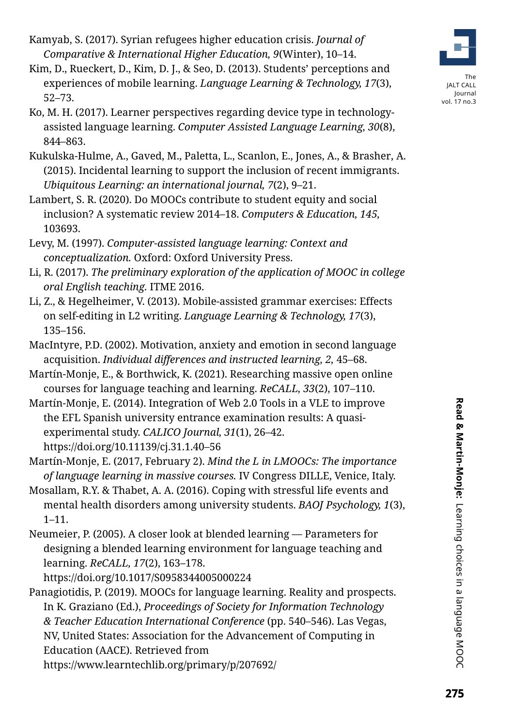Kamyab, S. (2017). Syrian refugees higher education crisis. *Journal of Comparative & International Higher Education, 9*(Winter), 10–14.

Kim, D., Rueckert, D., Kim, D. J., & Seo, D. (2013). Students' perceptions and experiences of mobile learning. *Language Learning & Technology, 17*(3), 52–73.

Ko, M. H. (2017). Learner perspectives regarding device type in technology-assisted language learning. *Computer Assisted Language Learning, 30*(8), 844–863.

Kukulska-Hulme, A., Gaved, M., Paletta, L., Scanlon, E., Jones, A., & Brasher, A. (2015). Incidental learning to support the inclusion of recent immigrants. *Ubiquitous Learning: an international journal, 7*(2), 9–21.

Lambert, S. R. (2020). Do MOOCs contribute to student equity and social inclusion? A systematic review 2014–18. *Computers & Education, 145,* 103693.

Levy, M. (1997). *Computer-assisted language learning: Context and conceptualization.* Oxford: Oxford University Press.

Li, R. (2017). *The preliminary exploration of the application of MOOC in college oral English teaching.* ITME 2016.

Li, Z., & Hegelheimer, V. (2013). Mobile-assisted grammar exercises: Effects on self-editing in L2 writing. *Language Learning & Technology, 17*(3), 135–156.

MacIntyre, P.D. (2002). Motivation, anxiety and emotion in second language acquisition. *Individual differences and instructed learning, 2,* 45–68.

Martín-Monje, E., & Borthwick, K. (2021). Researching massive open online courses for language teaching and learning. *ReCALL, 33*(2), 107–110.

Martín-Monje, E. (2014). Integration of Web 2.0 Tools in a VLE to improve the EFL Spanish university entrance examination results: A quasi-experimental study. *CALICO Journal, 31*(1), 26–42. https://doi.org/10.11139/cj.31.1.40–56

Martín-Monje, E. (2017, February 2). *Mind the L in LMOOCs: The importance of language learning in massive courses.* IV Congress DILLE, Venice, Italy.

Mosallam, R.Y. & Thabet, A. A. (2016). Coping with stressful life events and mental health disorders among university students. *BAOJ Psychology, 1*(3), 1–11.

Neumeier, P. (2005). A closer look at blended learning — Parameters for designing a blended learning environment for language teaching and learning. *ReCALL, 17*(2), 163–178. https://doi.org/10.1017/S0958344005000224

Panagiotidis, P. (2019). MOOCs for language learning. Reality and prospects. In K. Graziano (Ed.), *Proceedings of Society for Information Technology & Teacher Education International Conference* (pp. 540–546). Las Vegas, NV, United States: Association for the Advancement of Computing in Education (AACE). Retrieved from https://www.learntechlib.org/primary/p/207692/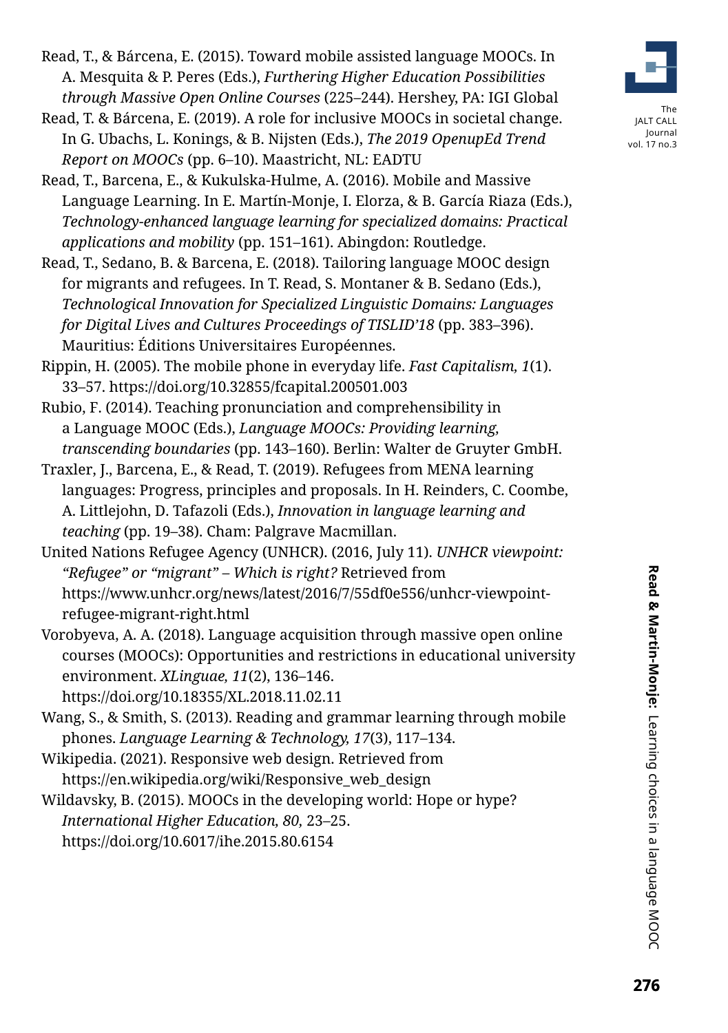Read, T., & Bárcena, E. (2015). Toward mobile assisted language MOOCs. In A. Mesquita & P. Peres (Eds.), *Furthering Higher Education Possibilities through Massive Open Online Courses* (225–244). Hershey, PA: IGI Global

Read, T. & Bárcena, E. (2019). A role for inclusive MOOCs in societal change. In G. Ubachs, L. Konings, & B. Nijsten (Eds.), *The 2019 OpenupEd Trend Report on MOOCs* (pp. 6–10). Maastricht, NL: EADTU

Read, T., Barcena, E., & Kukulska-Hulme, A. (2016). Mobile and Massive Language Learning. In E. Martín-Monje, I. Elorza, & B. García Riaza (Eds.), *Technology-enhanced language learning for specialized domains: Practical applications and mobility* (pp. 151–161). Abingdon: Routledge.

Read, T., Sedano, B. & Barcena, E. (2018). Tailoring language MOOC design for migrants and refugees. In T. Read, S. Montaner & B. Sedano (Eds.), *Technological Innovation for Specialized Linguistic Domains: Languages for Digital Lives and Cultures Proceedings of TISLID'18* (pp. 383–396). Mauritius: Éditions Universitaires Européennes.

Rippin, H. (2005). The mobile phone in everyday life. *Fast Capitalism, 1*(1). 33–57. https://doi.org/10.32855/fcapital.200501.003

Rubio, F. (2014). Teaching pronunciation and comprehensibility in a Language MOOC (Eds.), *Language MOOCs: Providing learning, transcending boundaries* (pp. 143–160). Berlin: Walter de Gruyter GmbH.

Traxler, J., Barcena, E., & Read, T. (2019). Refugees from MENA learning languages: Progress, principles and proposals. In H. Reinders, C. Coombe, A. Littlejohn, D. Tafazoli (Eds.), *Innovation in language learning and teaching* (pp. 19–38). Cham: Palgrave Macmillan.

United Nations Refugee Agency (UNHCR). (2016, July 11). *UNHCR viewpoint: "Refugee" or "migrant" – Which is right?* Retrieved from https://www.unhcr.org/news/latest/2016/7/55df0e556/unhcr-viewpoint-refugee-migrant-right.html

Vorobyeva, A. A. (2018). Language acquisition through massive open online courses (MOOCs): Opportunities and restrictions in educational university environment. *XLinguae, 11*(2), 136–146. https://doi.org/10.18355/XL.2018.11.02.11

Wang, S., & Smith, S. (2013). Reading and grammar learning through mobile phones. *Language Learning & Technology, 17*(3), 117–134.

Wikipedia. (2021). Responsive web design. Retrieved from https://en.wikipedia.org/wiki/Responsive_web_design

Wildavsky, B. (2015). MOOCs in the developing world: Hope or hype? *International Higher Education, 80,* 23–25. https://doi.org/10.6017/ihe.2015.80.6154